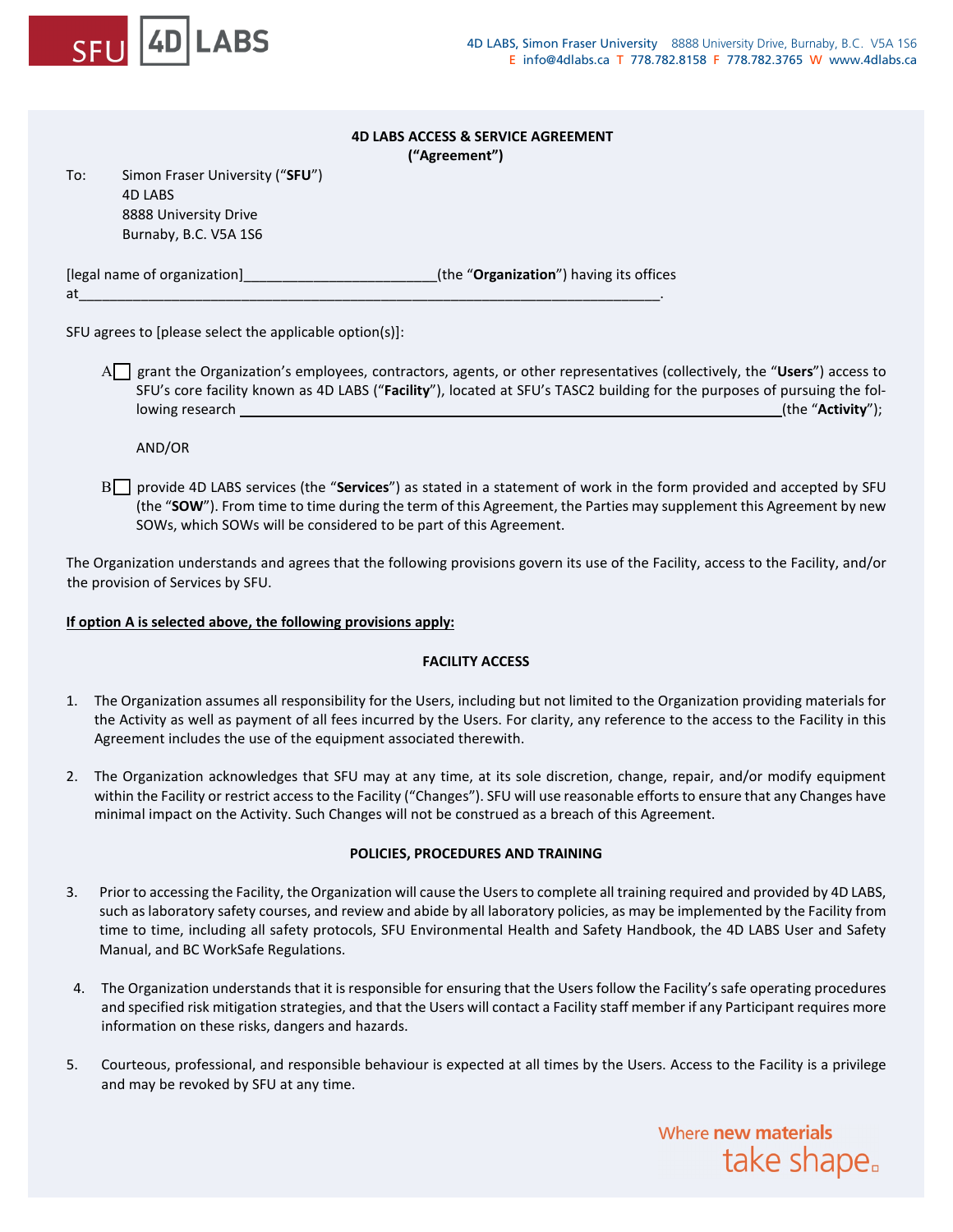4D LABS, Simon Fraser University 8888 University Drive, Burnaby, B.C. V5A 1S6
E info@4dlabs.ca T 778.782.8158 F 778.782.3765 W www.4dlabs.ca

**4D LABS ACCESS & SERVICE AGREEMENT**
**(“Agreement”)**

To: Simon Fraser University (“**SFU**”)
4D LABS
8888 University Drive
Burnaby, B.C. V5A 1S6

[legal name of organization]________________________(the “**Organization**”) having its offices at___________________________________________________________________________.

SFU agrees to [please select the applicable option(s)]:

A☐ grant the Organization’s employees, contractors, agents, or other representatives (collectively, the “**Users**”) access to SFU’s core facility known as 4D LABS (“**Facility**”), located at SFU’s TASC2 building for the purposes of pursuing the following research _________________________________________________________________(the “**Activity**”);

AND/OR

B☐ provide 4D LABS services (the “**Services**”) as stated in a statement of work in the form provided and accepted by SFU (the “**SOW**”). From time to time during the term of this Agreement, the Parties may supplement this Agreement by new SOWs, which SOWs will be considered to be part of this Agreement.

The Organization understands and agrees that the following provisions govern its use of the Facility, access to the Facility, and/or the provision of Services by SFU.

**If option A is selected above, the following provisions apply:**

**FACILITY ACCESS**

1. The Organization assumes all responsibility for the Users, including but not limited to the Organization providing materials for the Activity as well as payment of all fees incurred by the Users. For clarity, any reference to the access to the Facility in this Agreement includes the use of the equipment associated therewith.

2. The Organization acknowledges that SFU may at any time, at its sole discretion, change, repair, and/or modify equipment within the Facility or restrict access to the Facility (“Changes”). SFU will use reasonable efforts to ensure that any Changes have minimal impact on the Activity. Such Changes will not be construed as a breach of this Agreement.

**POLICIES, PROCEDURES AND TRAINING**

3. Prior to accessing the Facility, the Organization will cause the Users to complete all training required and provided by 4D LABS, such as laboratory safety courses, and review and abide by all laboratory policies, as may be implemented by the Facility from time to time, including all safety protocols, SFU Environmental Health and Safety Handbook, the 4D LABS User and Safety Manual, and BC WorkSafe Regulations.

4. The Organization understands that it is responsible for ensuring that the Users follow the Facility’s safe operating procedures and specified risk mitigation strategies, and that the Users will contact a Facility staff member if any Participant requires more information on these risks, dangers and hazards.

5. Courteous, professional, and responsible behaviour is expected at all times by the Users. Access to the Facility is a privilege and may be revoked by SFU at any time.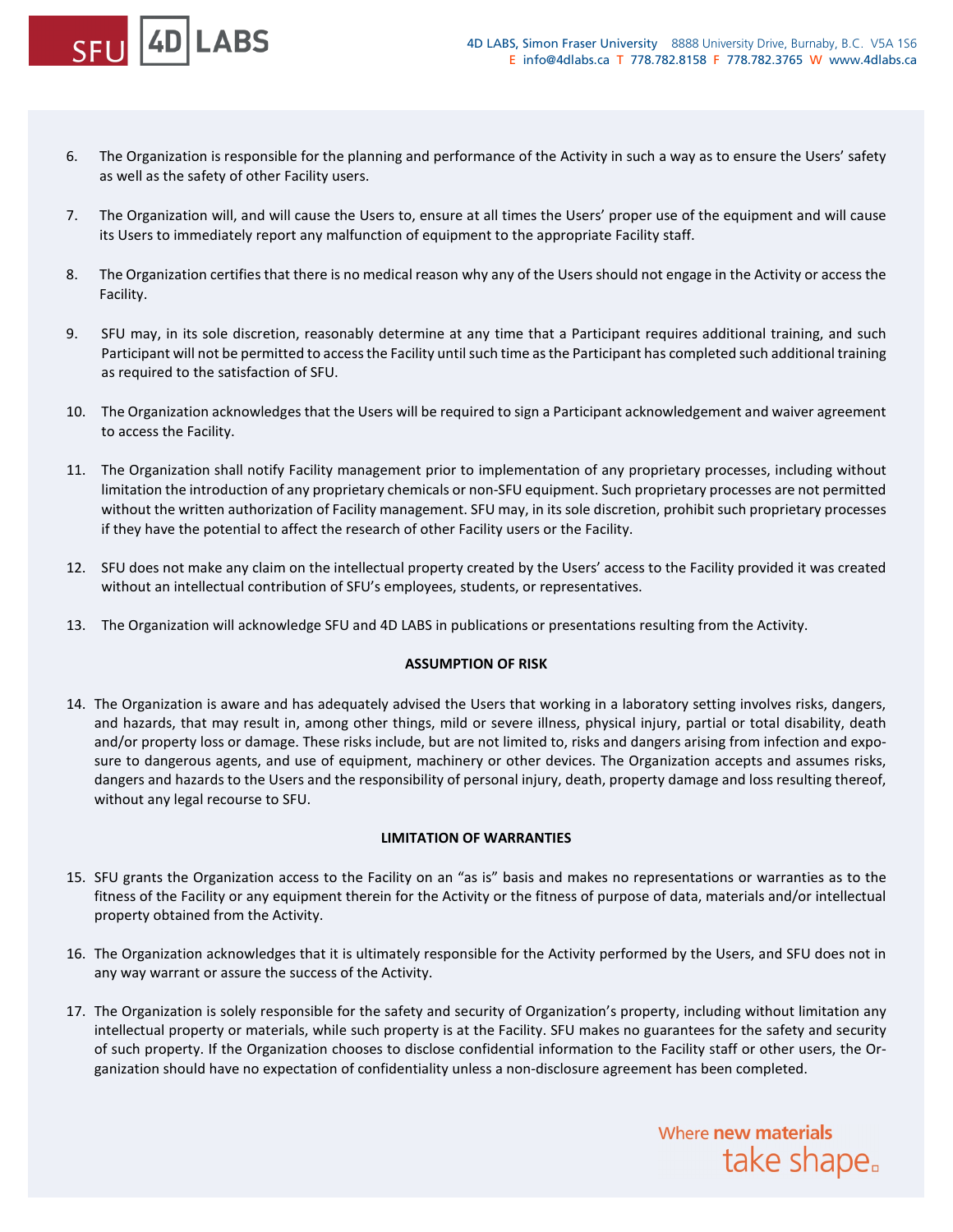6. The Organization is responsible for the planning and performance of the Activity in such a way as to ensure the Users' safety as well as the safety of other Facility users.

7. The Organization will, and will cause the Users to, ensure at all times the Users' proper use of the equipment and will cause its Users to immediately report any malfunction of equipment to the appropriate Facility staff.

8. The Organization certifies that there is no medical reason why any of the Users should not engage in the Activity or access the Facility.

9. SFU may, in its sole discretion, reasonably determine at any time that a Participant requires additional training, and such Participant will not be permitted to access the Facility until such time as the Participant has completed such additional training as required to the satisfaction of SFU.

10. The Organization acknowledges that the Users will be required to sign a Participant acknowledgement and waiver agreement to access the Facility.

11. The Organization shall notify Facility management prior to implementation of any proprietary processes, including without limitation the introduction of any proprietary chemicals or non-SFU equipment. Such proprietary processes are not permitted without the written authorization of Facility management. SFU may, in its sole discretion, prohibit such proprietary processes if they have the potential to affect the research of other Facility users or the Facility.

12. SFU does not make any claim on the intellectual property created by the Users' access to the Facility provided it was created without an intellectual contribution of SFU's employees, students, or representatives.

13. The Organization will acknowledge SFU and 4D LABS in publications or presentations resulting from the Activity.

**ASSUMPTION OF RISK**

14. The Organization is aware and has adequately advised the Users that working in a laboratory setting involves risks, dangers, and hazards, that may result in, among other things, mild or severe illness, physical injury, partial or total disability, death and/or property loss or damage. These risks include, but are not limited to, risks and dangers arising from infection and exposure to dangerous agents, and use of equipment, machinery or other devices. The Organization accepts and assumes risks, dangers and hazards to the Users and the responsibility of personal injury, death, property damage and loss resulting thereof, without any legal recourse to SFU.

**LIMITATION OF WARRANTIES**

15. SFU grants the Organization access to the Facility on an "as is" basis and makes no representations or warranties as to the fitness of the Facility or any equipment therein for the Activity or the fitness of purpose of data, materials and/or intellectual property obtained from the Activity.

16. The Organization acknowledges that it is ultimately responsible for the Activity performed by the Users, and SFU does not in any way warrant or assure the success of the Activity.

17. The Organization is solely responsible for the safety and security of Organization's property, including without limitation any intellectual property or materials, while such property is at the Facility. SFU makes no guarantees for the safety and security of such property. If the Organization chooses to disclose confidential information to the Facility staff or other users, the Organization should have no expectation of confidentiality unless a non-disclosure agreement has been completed.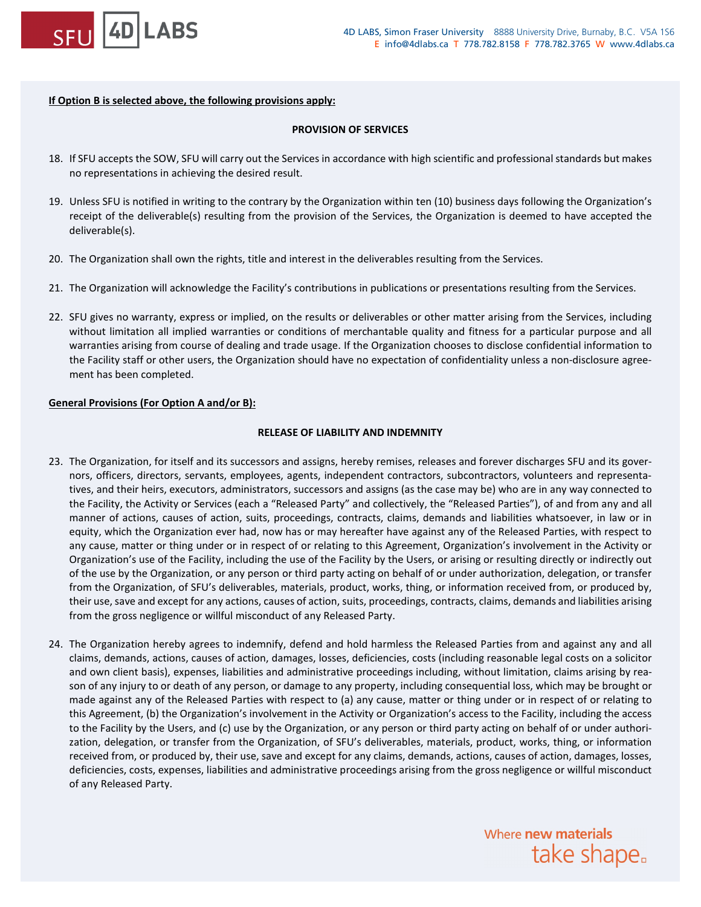**If Option B is selected above, the following provisions apply:**

**PROVISION OF SERVICES**

18. If SFU accepts the SOW, SFU will carry out the Services in accordance with high scientific and professional standards but makes no representations in achieving the desired result.

19. Unless SFU is notified in writing to the contrary by the Organization within ten (10) business days following the Organization's receipt of the deliverable(s) resulting from the provision of the Services, the Organization is deemed to have accepted the deliverable(s).

20. The Organization shall own the rights, title and interest in the deliverables resulting from the Services.

21. The Organization will acknowledge the Facility's contributions in publications or presentations resulting from the Services.

22. SFU gives no warranty, express or implied, on the results or deliverables or other matter arising from the Services, including without limitation all implied warranties or conditions of merchantable quality and fitness for a particular purpose and all warranties arising from course of dealing and trade usage. If the Organization chooses to disclose confidential information to the Facility staff or other users, the Organization should have no expectation of confidentiality unless a non-disclosure agreement has been completed.

**General Provisions (For Option A and/or B):**

**RELEASE OF LIABILITY AND INDEMNITY**

23. The Organization, for itself and its successors and assigns, hereby remises, releases and forever discharges SFU and its governors, officers, directors, servants, employees, agents, independent contractors, subcontractors, volunteers and representatives, and their heirs, executors, administrators, successors and assigns (as the case may be) who are in any way connected to the Facility, the Activity or Services (each a "Released Party" and collectively, the "Released Parties"), of and from any and all manner of actions, causes of action, suits, proceedings, contracts, claims, demands and liabilities whatsoever, in law or in equity, which the Organization ever had, now has or may hereafter have against any of the Released Parties, with respect to any cause, matter or thing under or in respect of or relating to this Agreement, Organization's involvement in the Activity or Organization's use of the Facility, including the use of the Facility by the Users, or arising or resulting directly or indirectly out of the use by the Organization, or any person or third party acting on behalf of or under authorization, delegation, or transfer from the Organization, of SFU's deliverables, materials, product, works, thing, or information received from, or produced by, their use, save and except for any actions, causes of action, suits, proceedings, contracts, claims, demands and liabilities arising from the gross negligence or willful misconduct of any Released Party.

24. The Organization hereby agrees to indemnify, defend and hold harmless the Released Parties from and against any and all claims, demands, actions, causes of action, damages, losses, deficiencies, costs (including reasonable legal costs on a solicitor and own client basis), expenses, liabilities and administrative proceedings including, without limitation, claims arising by reason of any injury to or death of any person, or damage to any property, including consequential loss, which may be brought or made against any of the Released Parties with respect to (a) any cause, matter or thing under or in respect of or relating to this Agreement, (b) the Organization's involvement in the Activity or Organization's access to the Facility, including the access to the Facility by the Users, and (c) use by the Organization, or any person or third party acting on behalf of or under authorization, delegation, or transfer from the Organization, of SFU's deliverables, materials, product, works, thing, or information received from, or produced by, their use, save and except for any claims, demands, actions, causes of action, damages, losses, deficiencies, costs, expenses, liabilities and administrative proceedings arising from the gross negligence or willful misconduct of any Released Party.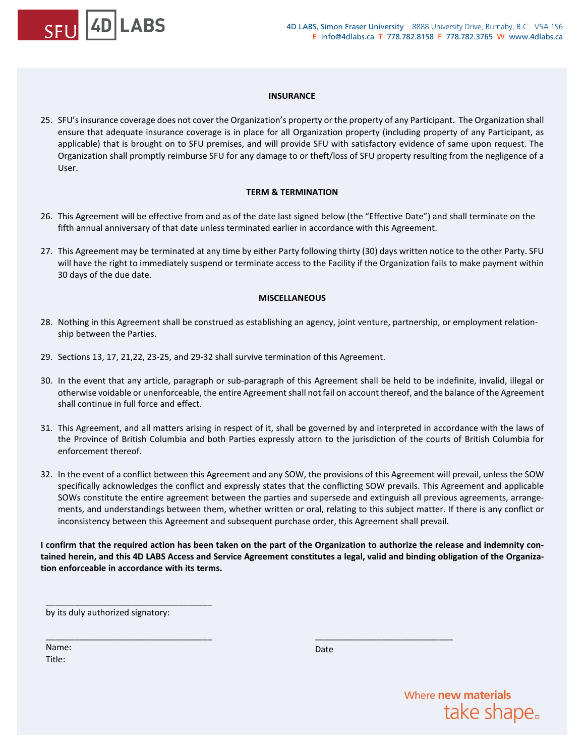## INSURANCE

25. SFU's insurance coverage does not cover the Organization's property or the property of any Participant. The Organization shall ensure that adequate insurance coverage is in place for all Organization property (including property of any Participant, as applicable) that is brought on to SFU premises, and will provide SFU with satisfactory evidence of same upon request. The Organization shall promptly reimburse SFU for any damage to or theft/loss of SFU property resulting from the negligence of a User.

## TERM & TERMINATION

26. This Agreement will be effective from and as of the date last signed below (the "Effective Date") and shall terminate on the fifth annual anniversary of that date unless terminated earlier in accordance with this Agreement.

27. This Agreement may be terminated at any time by either Party following thirty (30) days written notice to the other Party. SFU will have the right to immediately suspend or terminate access to the Facility if the Organization fails to make payment within 30 days of the due date.

## MISCELLANEOUS

28. Nothing in this Agreement shall be construed as establishing an agency, joint venture, partnership, or employment relationship between the Parties.

29. Sections 13, 17, 21,22, 23-25, and 29-32 shall survive termination of this Agreement.

30. In the event that any article, paragraph or sub-paragraph of this Agreement shall be held to be indefinite, invalid, illegal or otherwise voidable or unenforceable, the entire Agreement shall not fail on account thereof, and the balance of the Agreement shall continue in full force and effect.

31. This Agreement, and all matters arising in respect of it, shall be governed by and interpreted in accordance with the laws of the Province of British Columbia and both Parties expressly attorn to the jurisdiction of the courts of British Columbia for enforcement thereof.

32. In the event of a conflict between this Agreement and any SOW, the provisions of this Agreement will prevail, unless the SOW specifically acknowledges the conflict and expressly states that the conflicting SOW prevails. This Agreement and applicable SOWs constitute the entire agreement between the parties and supersede and extinguish all previous agreements, arrangements, and understandings between them, whether written or oral, relating to this subject matter. If there is any conflict or inconsistency between this Agreement and subsequent purchase order, this Agreement shall prevail.

**I confirm that the required action has been taken on the part of the Organization to authorize the release and indemnity contained herein, and this 4D LABS Access and Service Agreement constitutes a legal, valid and binding obligation of the Organization enforceable in accordance with its terms.**

\_\_\_\_\_\_\_\_\_\_\_\_\_\_\_\_\_\_\_\_\_\_\_\_\_\_\_\_\_\_\_\_\_\_
by its duly authorized signatory:

\_\_\_\_\_\_\_\_\_\_\_\_\_\_\_\_\_\_\_\_\_\_\_\_\_\_\_\_\_\_\_\_\_\_
Name:
Title:

\_\_\_\_\_\_\_\_\_\_\_\_\_\_\_\_\_\_\_\_\_\_\_\_\_\_\_\_\_\_
Date